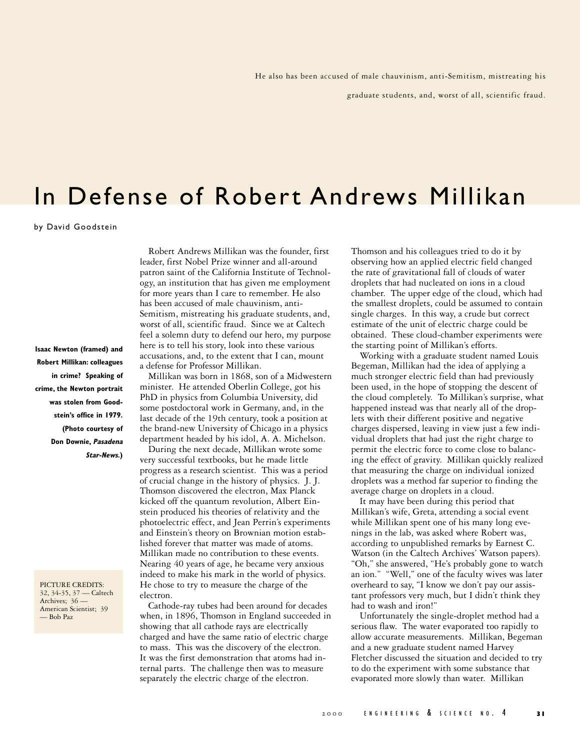He also has been accused of male chauvinism, anti-Semitism, mistreating his graduate students, and, worst of all, scientific fraud.

# In Defense of Robert Andrews Millikan

by David Goodstein

**Isaac Newton (framed) and Robert Millikan: colleagues in crime? Speaking of crime, the Newton portrait was stolen from Goodstein's office in 1979. (Photo courtesy of Don Downie, *Pasadena Star-News*.)**

PICTURE CREDITS: 32, 34-35, 37 — Caltech Archives; 36 — American Scientist; 39 — Bob Paz

Robert Andrews Millikan was the founder, first leader, first Nobel Prize winner and all-around patron saint of the California Institute of Technology, an institution that has given me employment for more years than I care to remember. He also has been accused of male chauvinism, anti-Semitism, mistreating his graduate students, and, worst of all, scientific fraud. Since we at Caltech feel a solemn duty to defend our hero, my purpose here is to tell his story, look into these various accusations, and, to the extent that I can, mount a defense for Professor Millikan.

Millikan was born in 1868, son of a Midwestern minister. He attended Oberlin College, got his PhD in physics from Columbia University, did some postdoctoral work in Germany, and, in the last decade of the 19th century, took a position at the brand-new University of Chicago in a physics department headed by his idol, A. A. Michelson.

During the next decade, Millikan wrote some very successful textbooks, but he made little progress as a research scientist. This was a period of crucial change in the history of physics. J. J. Thomson discovered the electron, Max Planck kicked off the quantum revolution, Albert Einstein produced his theories of relativity and the photoelectric effect, and Jean Perrin's experiments and Einstein's theory on Brownian motion established forever that matter was made of atoms. Millikan made no contribution to these events. Nearing 40 years of age, he became very anxious indeed to make his mark in the world of physics. He chose to try to measure the charge of the electron.

Cathode-ray tubes had been around for decades when, in 1896, Thomson in England succeeded in showing that all cathode rays are electrically charged and have the same ratio of electric charge to mass. This was the discovery of the electron. It was the first demonstration that atoms had internal parts. The challenge then was to measure separately the electric charge of the electron.

Thomson and his colleagues tried to do it by observing how an applied electric field changed the rate of gravitational fall of clouds of water droplets that had nucleated on ions in a cloud chamber. The upper edge of the cloud, which had the smallest droplets, could be assumed to contain single charges. In this way, a crude but correct estimate of the unit of electric charge could be obtained. These cloud-chamber experiments were the starting point of Millikan's efforts.

Working with a graduate student named Louis Begeman, Millikan had the idea of applying a much stronger electric field than had previously been used, in the hope of stopping the descent of the cloud completely. To Millikan's surprise, what happened instead was that nearly all of the droplets with their different positive and negative charges dispersed, leaving in view just a few individual droplets that had just the right charge to permit the electric force to come close to balancing the effect of gravity. Millikan quickly realized that measuring the charge on individual ionized droplets was a method far superior to finding the average charge on droplets in a cloud.

It may have been during this period that Millikan's wife, Greta, attending a social event while Millikan spent one of his many long evenings in the lab, was asked where Robert was, according to unpublished remarks by Earnest C. Watson (in the Caltech Archives' Watson papers). "Oh," she answered, "He's probably gone to watch an ion." "Well," one of the faculty wives was later overheard to say, "I know we don't pay our assistant professors very much, but I didn't think they had to wash and iron!"

Unfortunately the single-droplet method had a serious flaw. The water evaporated too rapidly to allow accurate measurements. Millikan, Begeman and a new graduate student named Harvey Fletcher discussed the situation and decided to try to do the experiment with some substance that evaporated more slowly than water. Millikan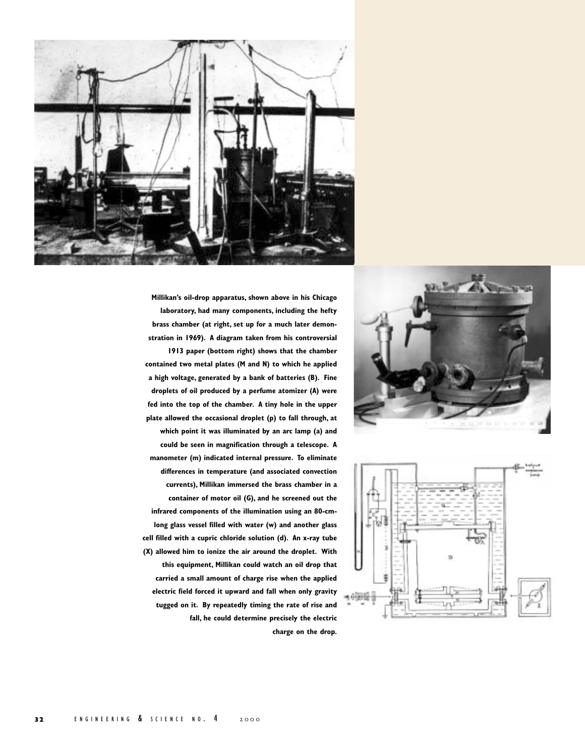Millikan's oil-drop apparatus, shown above in his Chicago laboratory, had many components, including the hefty brass chamber (at right, set up for a much later demonstration in 1969). A diagram taken from his controversial 1913 paper (bottom right) shows that the chamber contained two metal plates (M and N) to which he applied a high voltage, generated by a bank of batteries (B). Fine droplets of oil produced by a perfume atomizer (A) were fed into the top of the chamber. A tiny hole in the upper plate allowed the occasional droplet (p) to fall through, at which point it was illuminated by an arc lamp (a) and could be seen in magnification through a telescope. A manometer (m) indicated internal pressure. To eliminate differences in temperature (and associated convection currents), Millikan immersed the brass chamber in a container of motor oil (G), and he screened out the infrared components of the illumination using an 80-cm-long glass vessel filled with water (w) and another glass cell filled with a cupric chloride solution (d). An x-ray tube (X) allowed him to ionize the air around the droplet. With this equipment, Millikan could watch an oil drop that carried a small amount of charge rise when the applied electric field forced it upward and fall when only gravity tugged on it. By repeatedly timing the rate of rise and fall, he could determine precisely the electric charge on the drop.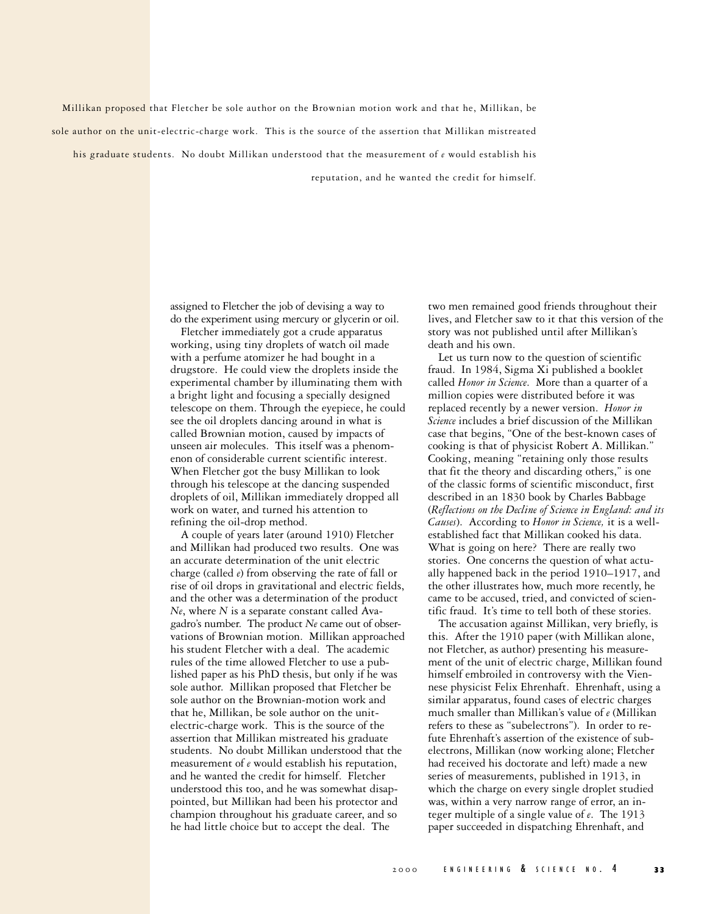Millikan proposed that Fletcher be sole author on the Brownian motion work and that he, Millikan, be sole author on the unit-electric-charge work. This is the source of the assertion that Millikan mistreated his graduate students. No doubt Millikan understood that the measurement of *e* would establish his reputation, and he wanted the credit for himself.

assigned to Fletcher the job of devising a way to do the experiment using mercury or glycerin or oil.

Fletcher immediately got a crude apparatus working, using tiny droplets of watch oil made with a perfume atomizer he had bought in a drugstore. He could view the droplets inside the experimental chamber by illuminating them with a bright light and focusing a specially designed telescope on them. Through the eyepiece, he could see the oil droplets dancing around in what is called Brownian motion, caused by impacts of unseen air molecules. This itself was a phenomenon of considerable current scientific interest. When Fletcher got the busy Millikan to look through his telescope at the dancing suspended droplets of oil, Millikan immediately dropped all work on water, and turned his attention to refining the oil-drop method.

A couple of years later (around 1910) Fletcher and Millikan had produced two results. One was an accurate determination of the unit electric charge (called *e*) from observing the rate of fall or rise of oil drops in gravitational and electric fields, and the other was a determination of the product *Ne*, where *N* is a separate constant called Avagadro's number. The product *Ne* came out of observations of Brownian motion. Millikan approached his student Fletcher with a deal. The academic rules of the time allowed Fletcher to use a published paper as his PhD thesis, but only if he was sole author. Millikan proposed that Fletcher be sole author on the Brownian-motion work and that he, Millikan, be sole author on the unit-electric-charge work. This is the source of the assertion that Millikan mistreated his graduate students. No doubt Millikan understood that the measurement of *e* would establish his reputation, and he wanted the credit for himself. Fletcher understood this too, and he was somewhat disappointed, but Millikan had been his protector and champion throughout his graduate career, and so he had little choice but to accept the deal. The two men remained good friends throughout their lives, and Fletcher saw to it that this version of the story was not published until after Millikan's death and his own.

Let us turn now to the question of scientific fraud. In 1984, Sigma Xi published a booklet called *Honor in Science*. More than a quarter of a million copies were distributed before it was replaced recently by a newer version. *Honor in Science* includes a brief discussion of the Millikan case that begins, "One of the best-known cases of cooking is that of physicist Robert A. Millikan." Cooking, meaning "retaining only those results that fit the theory and discarding others," is one of the classic forms of scientific misconduct, first described in an 1830 book by Charles Babbage (*Reflections on the Decline of Science in England: and its Causes*). According to *Honor in Science,* it is a well-established fact that Millikan cooked his data. What is going on here? There are really two stories. One concerns the question of what actually happened back in the period 1910–1917, and the other illustrates how, much more recently, he came to be accused, tried, and convicted of scientific fraud. It's time to tell both of these stories.

The accusation against Millikan, very briefly, is this. After the 1910 paper (with Millikan alone, not Fletcher, as author) presenting his measurement of the unit of electric charge, Millikan found himself embroiled in controversy with the Viennese physicist Felix Ehrenhaft. Ehrenhaft, using a similar apparatus, found cases of electric charges much smaller than Millikan's value of *e* (Millikan refers to these as "subelectrons"). In order to refute Ehrenhaft's assertion of the existence of subelectrons, Millikan (now working alone; Fletcher had received his doctorate and left) made a new series of measurements, published in 1913, in which the charge on every single droplet studied was, within a very narrow range of error, an integer multiple of a single value of *e*. The 1913 paper succeeded in dispatching Ehrenhaft, and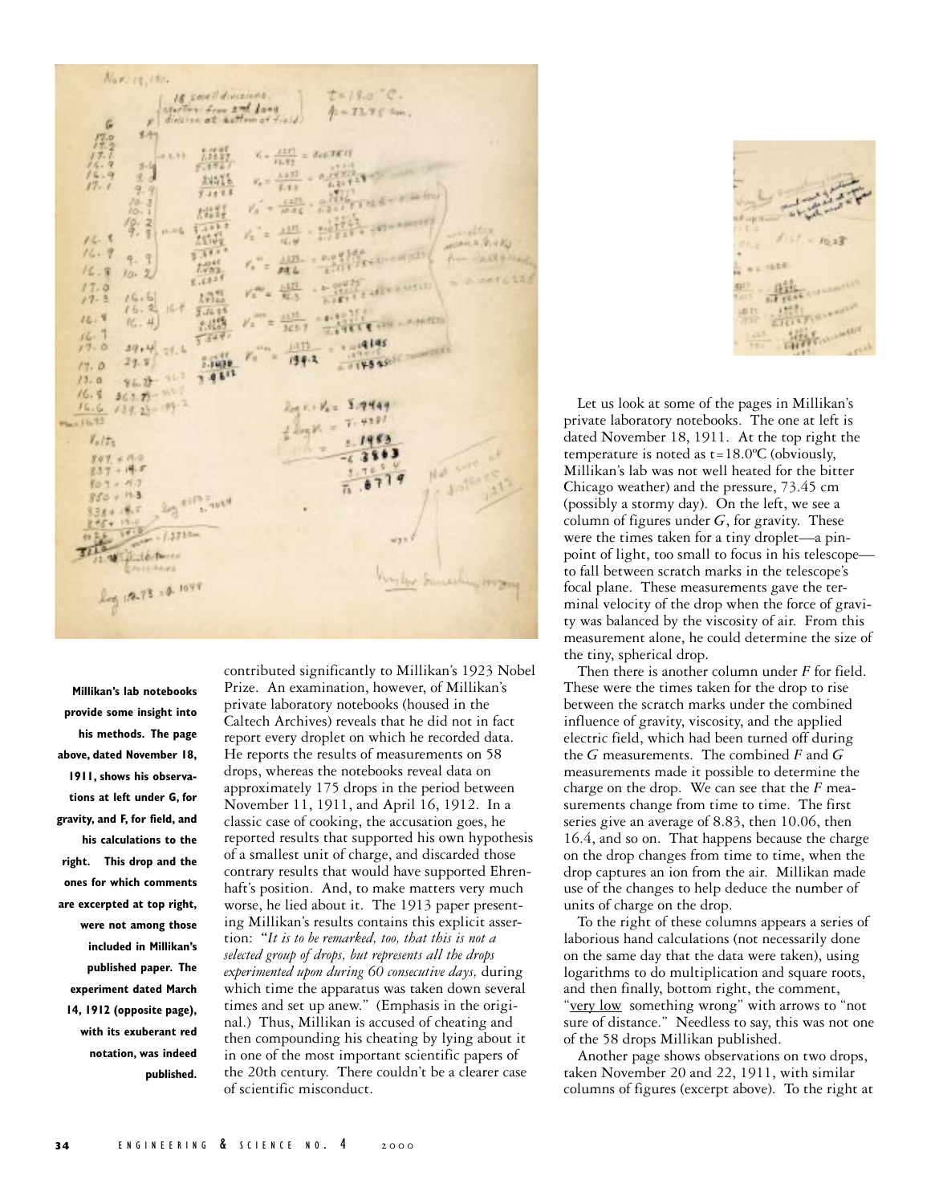Millikan's lab notebooks provide some insight into his methods. The page above, dated November 18, 1911, shows his observations at left under G, for gravity, and F, for field, and his calculations to the right. This drop and the ones for which comments are excerpted at top right, were not among those included in Millikan's published paper. The experiment dated March 14, 1912 (opposite page), with its exuberant red notation, was indeed published.

contributed significantly to Millikan's 1923 Nobel Prize. An examination, however, of Millikan's private laboratory notebooks (housed in the Caltech Archives) reveals that he did not in fact report every droplet on which he recorded data. He reports the results of measurements on 58 drops, whereas the notebooks reveal data on approximately 175 drops in the period between November 11, 1911, and April 16, 1912. In a classic case of cooking, the accusation goes, he reported results that supported his own hypothesis of a smallest unit of charge, and discarded those contrary results that would have supported Ehrenhaft's position. And, to make matters very much worse, he lied about it. The 1913 paper presenting Millikan's results contains this explicit assertion: "*It is to be remarked, too, that this is not a selected group of drops, but represents all the drops experimented upon during 60 consecutive days,* during which time the apparatus was taken down several times and set up anew." (Emphasis in the original.) Thus, Millikan is accused of cheating and then compounding his cheating by lying about it in one of the most important scientific papers of the 20th century. There couldn't be a clearer case of scientific misconduct.

Let us look at some of the pages in Millikan's private laboratory notebooks. The one at left is dated November 18, 1911. At the top right the temperature is noted as t=18.0ºC (obviously, Millikan's lab was not well heated for the bitter Chicago weather) and the pressure, 73.45 cm (possibly a stormy day). On the left, we see a column of figures under *G*, for gravity. These were the times taken for a tiny droplet—a pinpoint of light, too small to focus in his telescope—to fall between scratch marks in the telescope's focal plane. These measurements gave the terminal velocity of the drop when the force of gravity was balanced by the viscosity of air. From this measurement alone, he could determine the size of the tiny, spherical drop.

Then there is another column under *F* for field. These were the times taken for the drop to rise between the scratch marks under the combined influence of gravity, viscosity, and the applied electric field, which had been turned off during the *G* measurements. The combined *F* and *G* measurements made it possible to determine the charge on the drop. We can see that the *F* measurements change from time to time. The first series give an average of 8.83, then 10.06, then 16.4, and so on. That happens because the charge on the drop changes from time to time, when the drop captures an ion from the air. Millikan made use of the changes to help deduce the number of units of charge on the drop.

To the right of these columns appears a series of laborious hand calculations (not necessarily done on the same day that the data were taken), using logarithms to do multiplication and square roots, and then finally, bottom right, the comment, "very low something wrong" with arrows to "not sure of distance." Needless to say, this was not one of the 58 drops Millikan published.

Another page shows observations on two drops, taken November 20 and 22, 1911, with similar columns of figures (excerpt above). To the right at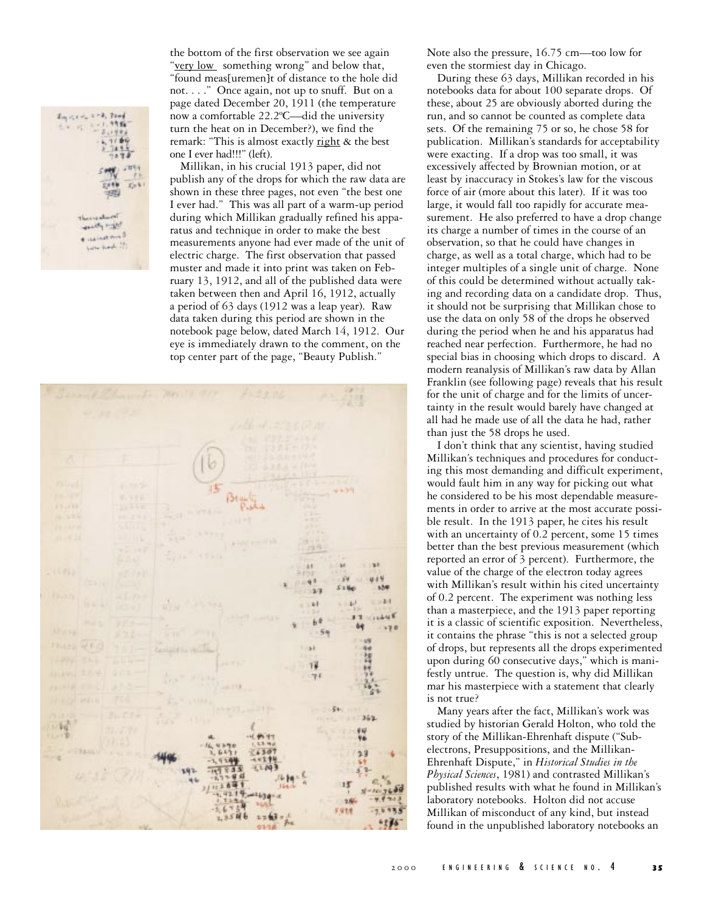the bottom of the first observation we see again "very low something wrong" and below that, "found meas[uremen]t of distance to the hole did not. . . ." Once again, not up to snuff. But on a page dated December 20, 1911 (the temperature now a comfortable 22.2ºC—did the university turn the heat on in December?), we find the remark: "This is almost exactly right & the best one I ever had!!!" (left).

Millikan, in his crucial 1913 paper, did not publish any of the drops for which the raw data are shown in these three pages, not even "the best one I ever had." This was all part of a warm-up period during which Millikan gradually refined his apparatus and technique in order to make the best measurements anyone had ever made of the unit of electric charge. The first observation that passed muster and made it into print was taken on February 13, 1912, and all of the published data were taken between then and April 16, 1912, actually a period of 63 days (1912 was a leap year). Raw data taken during this period are shown in the notebook page below, dated March 14, 1912. Our eye is immediately drawn to the comment, on the top center part of the page, "Beauty Publish."

Note also the pressure, 16.75 cm—too low for even the stormiest day in Chicago.

During these 63 days, Millikan recorded in his notebooks data for about 100 separate drops. Of these, about 25 are obviously aborted during the run, and so cannot be counted as complete data sets. Of the remaining 75 or so, he chose 58 for publication. Millikan's standards for acceptability were exacting. If a drop was too small, it was excessively affected by Brownian motion, or at least by inaccuracy in Stokes's law for the viscous force of air (more about this later). If it was too large, it would fall too rapidly for accurate measurement. He also preferred to have a drop change its charge a number of times in the course of an observation, so that he could have changes in charge, as well as a total charge, which had to be integer multiples of a single unit of charge. None of this could be determined without actually taking and recording data on a candidate drop. Thus, it should not be surprising that Millikan chose to use the data on only 58 of the drops he observed during the period when he and his apparatus had reached near perfection. Furthermore, he had no special bias in choosing which drops to discard. A modern reanalysis of Millikan's raw data by Allan Franklin (see following page) reveals that his result for the unit of charge and for the limits of uncertainty in the result would barely have changed at all had he made use of all the data he had, rather than just the 58 drops he used.

I don't think that any scientist, having studied Millikan's techniques and procedures for conducting this most demanding and difficult experiment, would fault him in any way for picking out what he considered to be his most dependable measurements in order to arrive at the most accurate possible result. In the 1913 paper, he cites his result with an uncertainty of 0.2 percent, some 15 times better than the best previous measurement (which reported an error of 3 percent). Furthermore, the value of the charge of the electron today agrees with Millikan's result within his cited uncertainty of 0.2 percent. The experiment was nothing less than a masterpiece, and the 1913 paper reporting it is a classic of scientific exposition. Nevertheless, it contains the phrase "this is not a selected group of drops, but represents all the drops experimented upon during 60 consecutive days," which is manifestly untrue. The question is, why did Millikan mar his masterpiece with a statement that clearly is not true?

Many years after the fact, Millikan's work was studied by historian Gerald Holton, who told the story of the Millikan-Ehrenhaft dispute ("Subelectrons, Presuppositions, and the Millikan-Ehrenhaft Dispute," in *Historical Studies in the Physical Sciences*, 1981) and contrasted Millikan's published results with what he found in Millikan's laboratory notebooks. Holton did not accuse Millikan of misconduct of any kind, but instead found in the unpublished laboratory notebooks an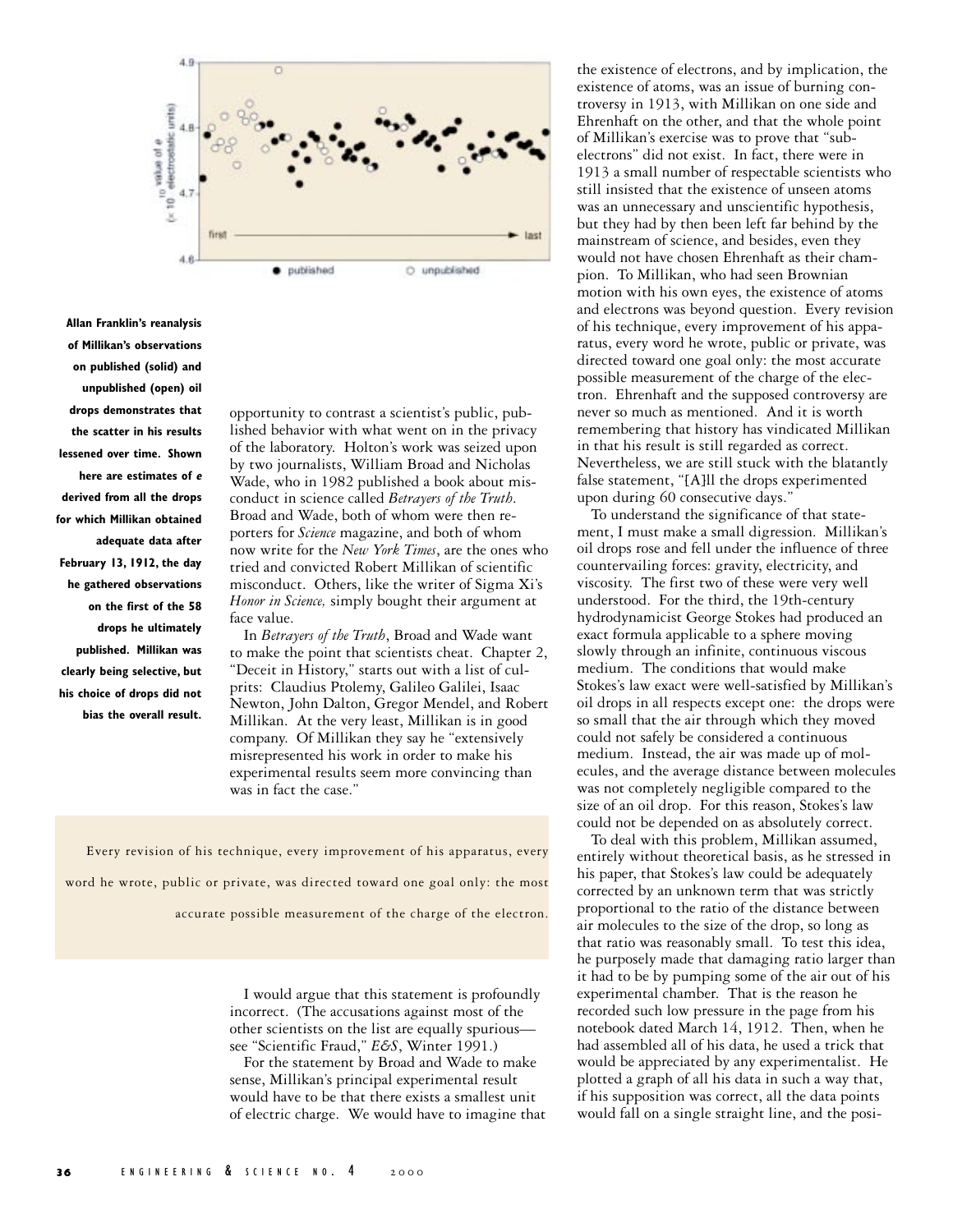Allan Franklin's reanalysis of Millikan's observations on published (solid) and unpublished (open) oil drops demonstrates that the scatter in his results lessened over time. Shown here are estimates of *e* derived from all the drops for which Millikan obtained adequate data after February 13, 1912, the day he gathered observations on the first of the 58 drops he ultimately published. Millikan was clearly being selective, but his choice of drops did not bias the overall result.

opportunity to contrast a scientist's public, published behavior with what went on in the privacy of the laboratory. Holton's work was seized upon by two journalists, William Broad and Nicholas Wade, who in 1982 published a book about misconduct in science called *Betrayers of the Truth*. Broad and Wade, both of whom were then reporters for *Science* magazine, and both of whom now write for the *New York Times*, are the ones who tried and convicted Robert Millikan of scientific misconduct. Others, like the writer of Sigma Xi's *Honor in Science,* simply bought their argument at face value.

In *Betrayers of the Truth*, Broad and Wade want to make the point that scientists cheat. Chapter 2, "Deceit in History," starts out with a list of culprits: Claudius Ptolemy, Galileo Galilei, Isaac Newton, John Dalton, Gregor Mendel, and Robert Millikan. At the very least, Millikan is in good company. Of Millikan they say he "extensively misrepresented his work in order to make his experimental results seem more convincing than was in fact the case."

> Every revision of his technique, every improvement of his apparatus, every word he wrote, public or private, was directed toward one goal only: the most accurate possible measurement of the charge of the electron.

I would argue that this statement is profoundly incorrect. (The accusations against most of the other scientists on the list are equally spurious—see "Scientific Fraud," *E&S*, Winter 1991.)

For the statement by Broad and Wade to make sense, Millikan's principal experimental result would have to be that there exists a smallest unit of electric charge. We would have to imagine that the existence of electrons, and by implication, the existence of atoms, was an issue of burning controversy in 1913, with Millikan on one side and Ehrenhaft on the other, and that the whole point of Millikan's exercise was to prove that "subelectrons" did not exist. In fact, there were in 1913 a small number of respectable scientists who still insisted that the existence of unseen atoms was an unnecessary and unscientific hypothesis, but they had by then been left far behind by the mainstream of science, and besides, even they would not have chosen Ehrenhaft as their champion. To Millikan, who had seen Brownian motion with his own eyes, the existence of atoms and electrons was beyond question. Every revision of his technique, every improvement of his apparatus, every word he wrote, public or private, was directed toward one goal only: the most accurate possible measurement of the charge of the electron. Ehrenhaft and the supposed controversy are never so much as mentioned. And it is worth remembering that history has vindicated Millikan in that his result is still regarded as correct. Nevertheless, we are still stuck with the blatantly false statement, "[A]ll the drops experimented upon during 60 consecutive days."

To understand the significance of that statement, I must make a small digression. Millikan's oil drops rose and fell under the influence of three countervailing forces: gravity, electricity, and viscosity. The first two of these were very well understood. For the third, the 19th-century hydrodynamicist George Stokes had produced an exact formula applicable to a sphere moving slowly through an infinite, continuous viscous medium. The conditions that would make Stokes's law exact were well-satisfied by Millikan's oil drops in all respects except one: the drops were so small that the air through which they moved could not safely be considered a continuous medium. Instead, the air was made up of molecules, and the average distance between molecules was not completely negligible compared to the size of an oil drop. For this reason, Stokes's law could not be depended on as absolutely correct.

To deal with this problem, Millikan assumed, entirely without theoretical basis, as he stressed in his paper, that Stokes's law could be adequately corrected by an unknown term that was strictly proportional to the ratio of the distance between air molecules to the size of the drop, so long as that ratio was reasonably small. To test this idea, he purposely made that damaging ratio larger than it had to be by pumping some of the air out of his experimental chamber. That is the reason he recorded such low pressure in the page from his notebook dated March 14, 1912. Then, when he had assembled all of his data, he used a trick that would be appreciated by any experimentalist. He plotted a graph of all his data in such a way that, if his supposition was correct, all the data points would fall on a single straight line, and the posi-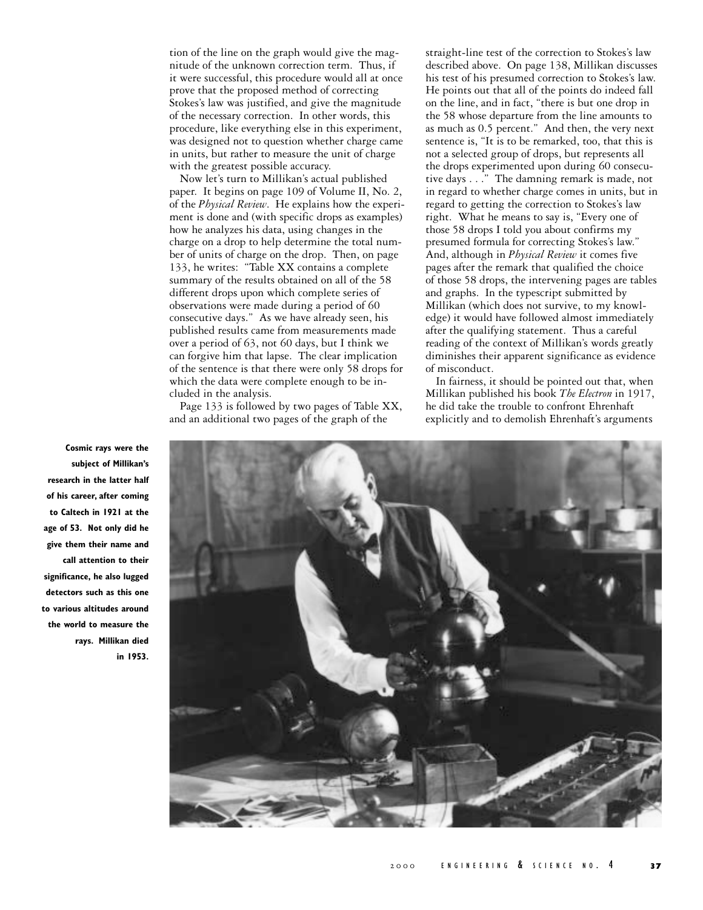tion of the line on the graph would give the magnitude of the unknown correction term. Thus, if it were successful, this procedure would all at once prove that the proposed method of correcting Stokes's law was justified, and give the magnitude of the necessary correction. In other words, this procedure, like everything else in this experiment, was designed not to question whether charge came in units, but rather to measure the unit of charge with the greatest possible accuracy.

Now let's turn to Millikan's actual published paper. It begins on page 109 of Volume II, No. 2, of the *Physical Review*. He explains how the experiment is done and (with specific drops as examples) how he analyzes his data, using changes in the charge on a drop to help determine the total number of units of charge on the drop. Then, on page 133, he writes: "Table XX contains a complete summary of the results obtained on all of the 58 different drops upon which complete series of observations were made during a period of 60 consecutive days." As we have already seen, his published results came from measurements made over a period of 63, not 60 days, but I think we can forgive him that lapse. The clear implication of the sentence is that there were only 58 drops for which the data were complete enough to be included in the analysis.

Page 133 is followed by two pages of Table XX, and an additional two pages of the graph of the straight-line test of the correction to Stokes's law described above. On page 138, Millikan discusses his test of his presumed correction to Stokes's law. He points out that all of the points do indeed fall on the line, and in fact, "there is but one drop in the 58 whose departure from the line amounts to as much as 0.5 percent." And then, the very next sentence is, "It is to be remarked, too, that this is not a selected group of drops, but represents all the drops experimented upon during 60 consecutive days . . ." The damning remark is made, not in regard to whether charge comes in units, but in regard to getting the correction to Stokes's law right. What he means to say is, "Every one of those 58 drops I told you about confirms my presumed formula for correcting Stokes's law." And, although in *Physical Review* it comes five pages after the remark that qualified the choice of those 58 drops, the intervening pages are tables and graphs. In the typescript submitted by Millikan (which does not survive, to my knowledge) it would have followed almost immediately after the qualifying statement. Thus a careful reading of the context of Millikan's words greatly diminishes their apparent significance as evidence of misconduct.

In fairness, it should be pointed out that, when Millikan published his book *The Electron* in 1917, he did take the trouble to confront Ehrenhaft explicitly and to demolish Ehrenhaft's arguments

**Cosmic rays were the subject of Millikan's research in the latter half of his career, after coming to Caltech in 1921 at the age of 53. Not only did he give them their name and call attention to their significance, he also lugged detectors such as this one to various altitudes around the world to measure the rays. Millikan died in 1953.**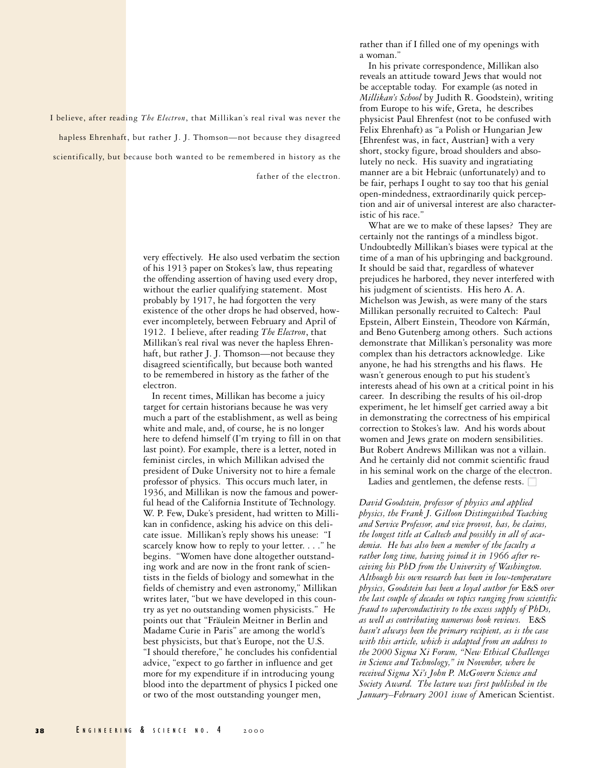> I believe, after reading *The Electron*, that Millikan's real rival was never the hapless Ehrenhaft, but rather J. J. Thomson—not because they disagreed scientifically, but because both wanted to be remembered in history as the father of the electron.

very effectively. He also used verbatim the section of his 1913 paper on Stokes's law, thus repeating the offending assertion of having used every drop, without the earlier qualifying statement. Most probably by 1917, he had forgotten the very existence of the other drops he had observed, however incompletely, between February and April of 1912. I believe, after reading *The Electron*, that Millikan's real rival was never the hapless Ehrenhaft, but rather J. J. Thomson—not because they disagreed scientifically, but because both wanted to be remembered in history as the father of the electron.

In recent times, Millikan has become a juicy target for certain historians because he was very much a part of the establishment, as well as being white and male, and, of course, he is no longer here to defend himself (I'm trying to fill in on that last point). For example, there is a letter, noted in feminist circles, in which Millikan advised the president of Duke University not to hire a female professor of physics. This occurs much later, in 1936, and Millikan is now the famous and powerful head of the California Institute of Technology. W. P. Few, Duke's president, had written to Millikan in confidence, asking his advice on this delicate issue. Millikan's reply shows his unease: "I scarcely know how to reply to your letter. . . ." he begins. "Women have done altogether outstanding work and are now in the front rank of scientists in the fields of biology and somewhat in the fields of chemistry and even astronomy," Millikan writes later, "but we have developed in this country as yet no outstanding women physicists." He points out that "Fräulein Meitner in Berlin and Madame Curie in Paris" are among the world's best physicists, but that's Europe, not the U.S. "I should therefore," he concludes his confidential advice, "expect to go farther in influence and get more for my expenditure if in introducing young blood into the department of physics I picked one or two of the most outstanding younger men, rather than if I filled one of my openings with a woman."

In his private correspondence, Millikan also reveals an attitude toward Jews that would not be acceptable today. For example (as noted in *Millikan's School* by Judith R. Goodstein), writing from Europe to his wife, Greta, he describes physicist Paul Ehrenfest (not to be confused with Felix Ehrenhaft) as "a Polish or Hungarian Jew [Ehrenfest was, in fact, Austrian] with a very short, stocky figure, broad shoulders and absolutely no neck. His suavity and ingratiating manner are a bit Hebraic (unfortunately) and to be fair, perhaps I ought to say too that his genial open-mindedness, extraordinarily quick perception and air of universal interest are also characteristic of his race."

What are we to make of these lapses? They are certainly not the rantings of a mindless bigot. Undoubtedly Millikan's biases were typical at the time of a man of his upbringing and background. It should be said that, regardless of whatever prejudices he harbored, they never interfered with his judgment of scientists. His hero A. A. Michelson was Jewish, as were many of the stars Millikan personally recruited to Caltech: Paul Epstein, Albert Einstein, Theodore von Kármán, and Beno Gutenberg among others. Such actions demonstrate that Millikan's personality was more complex than his detractors acknowledge. Like anyone, he had his strengths and his flaws. He wasn't generous enough to put his student's interests ahead of his own at a critical point in his career. In describing the results of his oil-drop experiment, he let himself get carried away a bit in demonstrating the correctness of his empirical correction to Stokes's law. And his words about women and Jews grate on modern sensibilities. But Robert Andrews Millikan was not a villain. And he certainly did not commit scientific fraud in his seminal work on the charge of the electron.

Ladies and gentlemen, the defense rests. □

*David Goodstein, professor of physics and applied physics, the Frank J. Gilloon Distinguished Teaching and Service Professor, and vice provost, has, he claims, the longest title at Caltech and possibly in all of academia. He has also been a member of the faculty a rather long time, having joined it in 1966 after receiving his PhD from the University of Washington. Although his own research has been in low-temperature physics, Goodstein has been a loyal author for* E&S *over the last couple of decades on topics ranging from scientific fraud to superconductivity to the excess supply of PhDs, as well as contributing numerous book reviews.* E&S *hasn't always been the primary recipient, as is the case with this article, which is adapted from an address to the 2000 Sigma Xi Forum, "New Ethical Challenges in Science and Technology," in November, where he received Sigma Xi's John P. McGovern Science and Society Award. The lecture was first published in the January–February 2001 issue of* American Scientist.